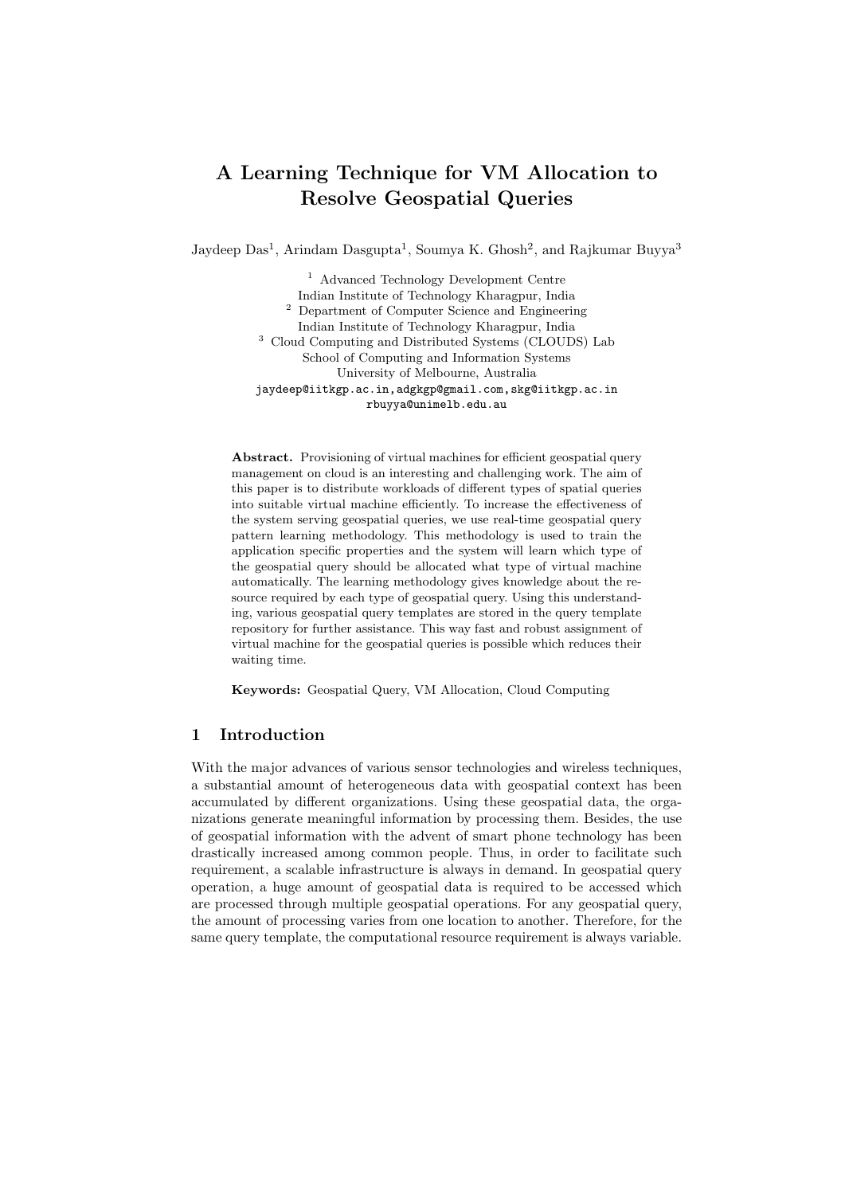# A Learning Technique for VM Allocation to Resolve Geospatial Queries

Jaydeep Das[1], Arindam Dasgupta[1], Soumya K. Ghosh[2], and Rajkumar Buyya[3]

[1] Advanced Technology Development Centre
Indian Institute of Technology Kharagpur, India
[2] Department of Computer Science and Engineering
Indian Institute of Technology Kharagpur, India
[3] Cloud Computing and Distributed Systems (CLOUDS) Lab
School of Computing and Information Systems
University of Melbourne, Australia
jaydeep@iitkgp.ac.in,adgkgp@gmail.com,skg@iitkgp.ac.in
rbuyya@unimelb.edu.au

**Abstract.** Provisioning of virtual machines for efficient geospatial query management on cloud is an interesting and challenging work. The aim of this paper is to distribute workloads of different types of spatial queries into suitable virtual machine efficiently. To increase the effectiveness of the system serving geospatial queries, we use real-time geospatial query pattern learning methodology. This methodology is used to train the application specific properties and the system will learn which type of the geospatial query should be allocated what type of virtual machine automatically. The learning methodology gives knowledge about the resource required by each type of geospatial query. Using this understanding, various geospatial query templates are stored in the query template repository for further assistance. This way fast and robust assignment of virtual machine for the geospatial queries is possible which reduces their waiting time.

**Keywords:** Geospatial Query, VM Allocation, Cloud Computing

## 1 Introduction

With the major advances of various sensor technologies and wireless techniques, a substantial amount of heterogeneous data with geospatial context has been accumulated by different organizations. Using these geospatial data, the organizations generate meaningful information by processing them. Besides, the use of geospatial information with the advent of smart phone technology has been drastically increased among common people. Thus, in order to facilitate such requirement, a scalable infrastructure is always in demand. In geospatial query operation, a huge amount of geospatial data is required to be accessed which are processed through multiple geospatial operations. For any geospatial query, the amount of processing varies from one location to another. Therefore, for the same query template, the computational resource requirement is always variable.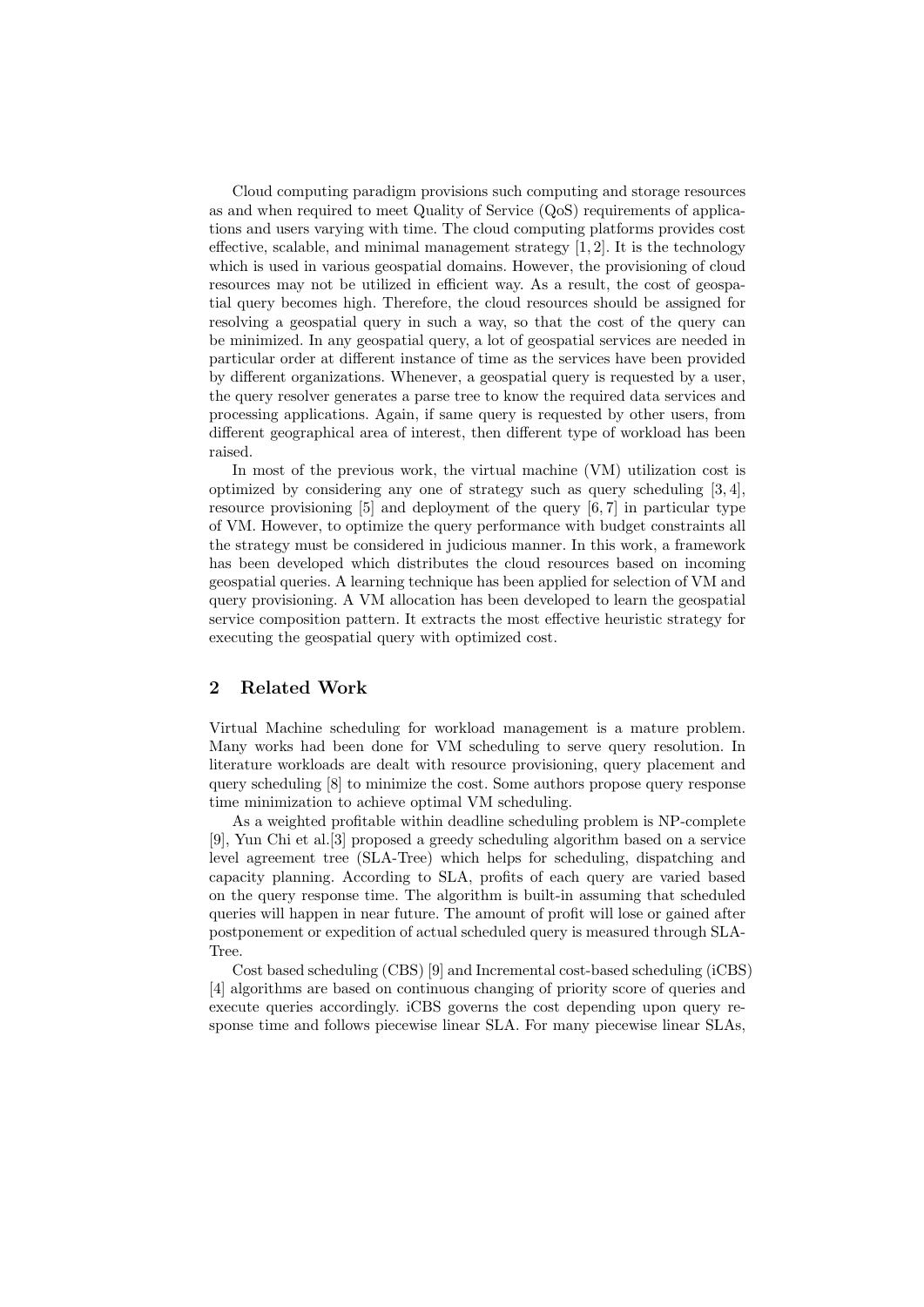Cloud computing paradigm provisions such computing and storage resources as and when required to meet Quality of Service (QoS) requirements of applications and users varying with time. The cloud computing platforms provides cost effective, scalable, and minimal management strategy [1, 2]. It is the technology which is used in various geospatial domains. However, the provisioning of cloud resources may not be utilized in efficient way. As a result, the cost of geospatial query becomes high. Therefore, the cloud resources should be assigned for resolving a geospatial query in such a way, so that the cost of the query can be minimized. In any geospatial query, a lot of geospatial services are needed in particular order at different instance of time as the services have been provided by different organizations. Whenever, a geospatial query is requested by a user, the query resolver generates a parse tree to know the required data services and processing applications. Again, if same query is requested by other users, from different geographical area of interest, then different type of workload has been raised.

In most of the previous work, the virtual machine (VM) utilization cost is optimized by considering any one of strategy such as query scheduling [3, 4], resource provisioning [5] and deployment of the query [6, 7] in particular type of VM. However, to optimize the query performance with budget constraints all the strategy must be considered in judicious manner. In this work, a framework has been developed which distributes the cloud resources based on incoming geospatial queries. A learning technique has been applied for selection of VM and query provisioning. A VM allocation has been developed to learn the geospatial service composition pattern. It extracts the most effective heuristic strategy for executing the geospatial query with optimized cost.

## 2 Related Work

Virtual Machine scheduling for workload management is a mature problem. Many works had been done for VM scheduling to serve query resolution. In literature workloads are dealt with resource provisioning, query placement and query scheduling [8] to minimize the cost. Some authors propose query response time minimization to achieve optimal VM scheduling.

As a weighted profitable within deadline scheduling problem is NP-complete [9], Yun Chi et al.[3] proposed a greedy scheduling algorithm based on a service level agreement tree (SLA-Tree) which helps for scheduling, dispatching and capacity planning. According to SLA, profits of each query are varied based on the query response time. The algorithm is built-in assuming that scheduled queries will happen in near future. The amount of profit will lose or gained after postponement or expedition of actual scheduled query is measured through SLA-Tree.

Cost based scheduling (CBS) [9] and Incremental cost-based scheduling (iCBS) [4] algorithms are based on continuous changing of priority score of queries and execute queries accordingly. iCBS governs the cost depending upon query response time and follows piecewise linear SLA. For many piecewise linear SLAs,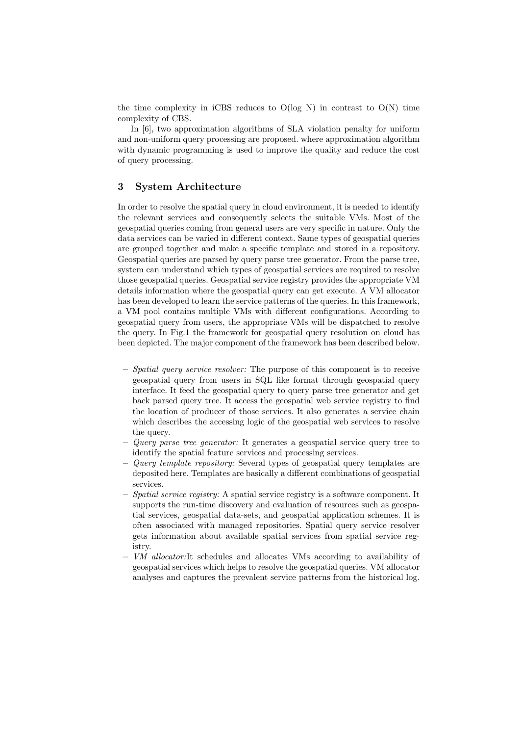the time complexity in iCBS reduces to O(log N) in contrast to O(N) time complexity of CBS.

In [6], two approximation algorithms of SLA violation penalty for uniform and non-uniform query processing are proposed. where approximation algorithm with dynamic programming is used to improve the quality and reduce the cost of query processing.

## 3 System Architecture

In order to resolve the spatial query in cloud environment, it is needed to identify the relevant services and consequently selects the suitable VMs. Most of the geospatial queries coming from general users are very specific in nature. Only the data services can be varied in different context. Same types of geospatial queries are grouped together and make a specific template and stored in a repository. Geospatial queries are parsed by query parse tree generator. From the parse tree, system can understand which types of geospatial services are required to resolve those geospatial queries. Geospatial service registry provides the appropriate VM details information where the geospatial query can get execute. A VM allocator has been developed to learn the service patterns of the queries. In this framework, a VM pool contains multiple VMs with different configurations. According to geospatial query from users, the appropriate VMs will be dispatched to resolve the query. In Fig.1 the framework for geospatial query resolution on cloud has been depicted. The major component of the framework has been described below.

- *Spatial query service resolver:* The purpose of this component is to receive geospatial query from users in SQL like format through geospatial query interface. It feed the geospatial query to query parse tree generator and get back parsed query tree. It access the geospatial web service registry to find the location of producer of those services. It also generates a service chain which describes the accessing logic of the geospatial web services to resolve the query.
- *Query parse tree generator:* It generates a geospatial service query tree to identify the spatial feature services and processing services.
- *Query template repository:* Several types of geospatial query templates are deposited here. Templates are basically a different combinations of geospatial services.
- *Spatial service registry:* A spatial service registry is a software component. It supports the run-time discovery and evaluation of resources such as geospatial services, geospatial data-sets, and geospatial application schemes. It is often associated with managed repositories. Spatial query service resolver gets information about available spatial services from spatial service registry.
- *VM allocator:*It schedules and allocates VMs according to availability of geospatial services which helps to resolve the geospatial queries. VM allocator analyses and captures the prevalent service patterns from the historical log.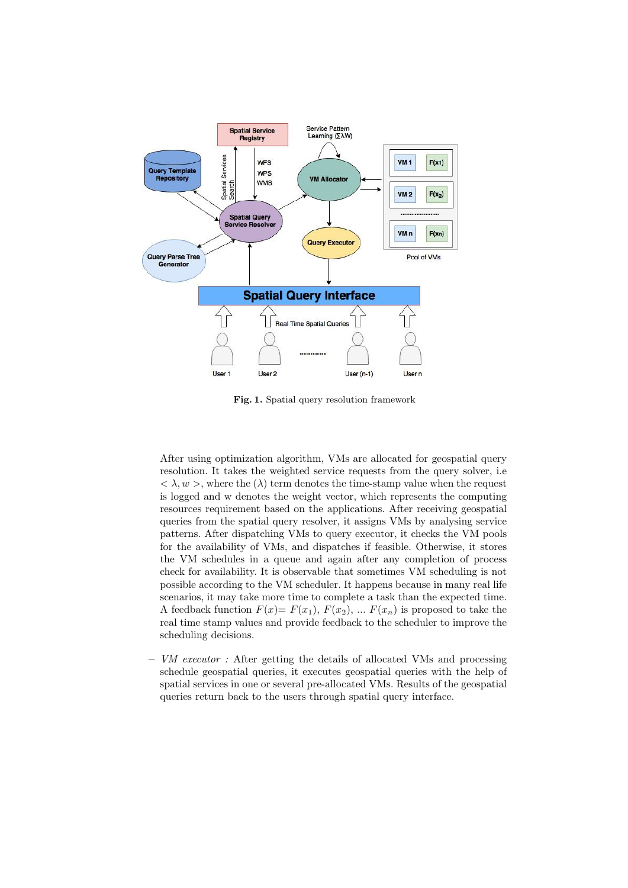**Fig. 1.** Spatial query resolution framework

After using optimization algorithm, VMs are allocated for geospatial query resolution. It takes the weighted service requests from the query solver, i.e $< \lambda, w >$, where the $(\lambda)$ term denotes the time-stamp value when the request is logged and w denotes the weight vector, which represents the computing resources requirement based on the applications. After receiving geospatial queries from the spatial query resolver, it assigns VMs by analysing service patterns. After dispatching VMs to query executor, it checks the VM pools for the availability of VMs, and dispatches if feasible. Otherwise, it stores the VM schedules in a queue and again after any completion of process check for availability. It is observable that sometimes VM scheduling is not possible according to the VM scheduler. It happens because in many real life scenarios, it may take more time to complete a task than the expected time. A feedback function $F(x)= F(x_1), F(x_2), ... F(x_n)$ is proposed to take the real time stamp values and provide feedback to the scheduler to improve the scheduling decisions.

– *VM executor :* After getting the details of allocated VMs and processing schedule geospatial queries, it executes geospatial queries with the help of spatial services in one or several pre-allocated VMs. Results of the geospatial queries return back to the users through spatial query interface.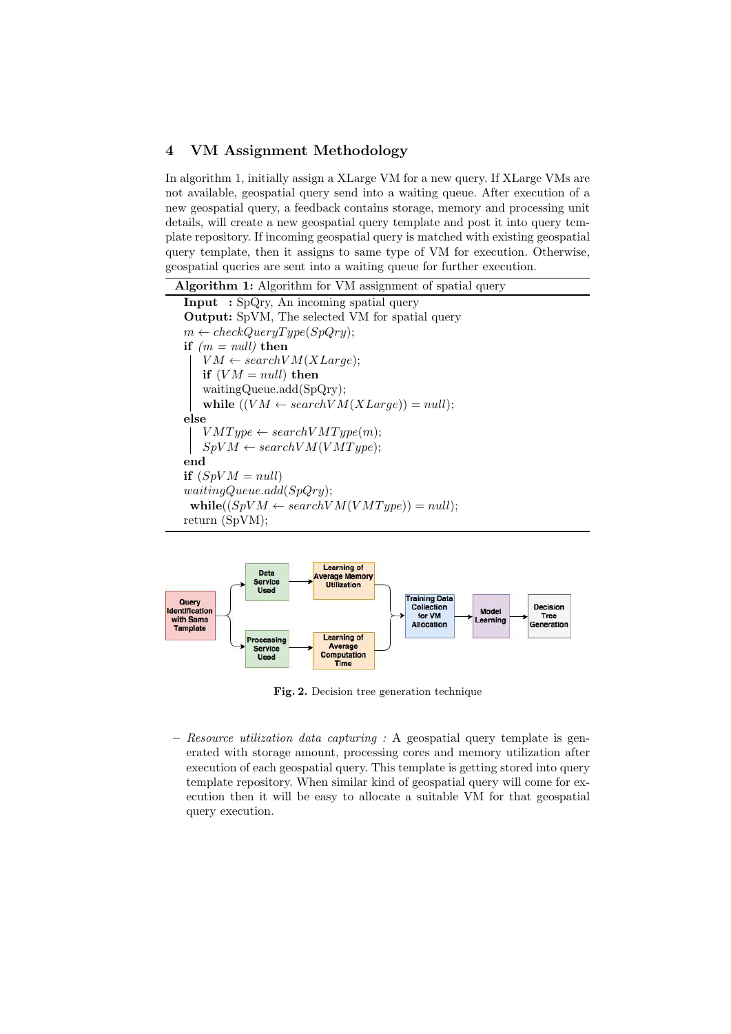## 4 VM Assignment Methodology

In algorithm 1, initially assign a XLarge VM for a new query. If XLarge VMs are not available, geospatial query send into a waiting queue. After execution of a new geospatial query, a feedback contains storage, memory and processing unit details, will create a new geospatial query template and post it into query template repository. If incoming geospatial query is matched with existing geospatial query template, then it assigns to same type of VM for execution. Otherwise, geospatial queries are sent into a waiting queue for further execution.

**Algorithm 1:** Algorithm for VM assignment of spatial query

```
Input  : SpQry, An incoming spatial query
Output: SpVM, The selected VM for spatial query
m ← checkQueryType(SpQry);
if (m = null) then
    VM ← searchVM(XLarge);
    if (VM = null) then
    waitingQueue.add(SpQry);
    while ((VM ← searchVM(XLarge)) = null);
else
    VMType ← searchVMType(m);
    SpVM ← searchVM(VMType);
end
if (SpVM = null)
waitingQueue.add(SpQry);
 while((SpVM ← searchVM(VMType)) = null);
return (SpVM);
```

Query Identification with Same Template → Data Service Used → Learning of Average Memory Utilization; Query Identification with Same Template → Processing Service Used → Learning of Average Computation Time; → Training Data Collection for VM Allocation → Model Learning → Decision Tree Generation

**Fig. 2.** Decision tree generation technique

- *Resource utilization data capturing :* A geospatial query template is generated with storage amount, processing cores and memory utilization after execution of each geospatial query. This template is getting stored into query template repository. When similar kind of geospatial query will come for execution then it will be easy to allocate a suitable VM for that geospatial query execution.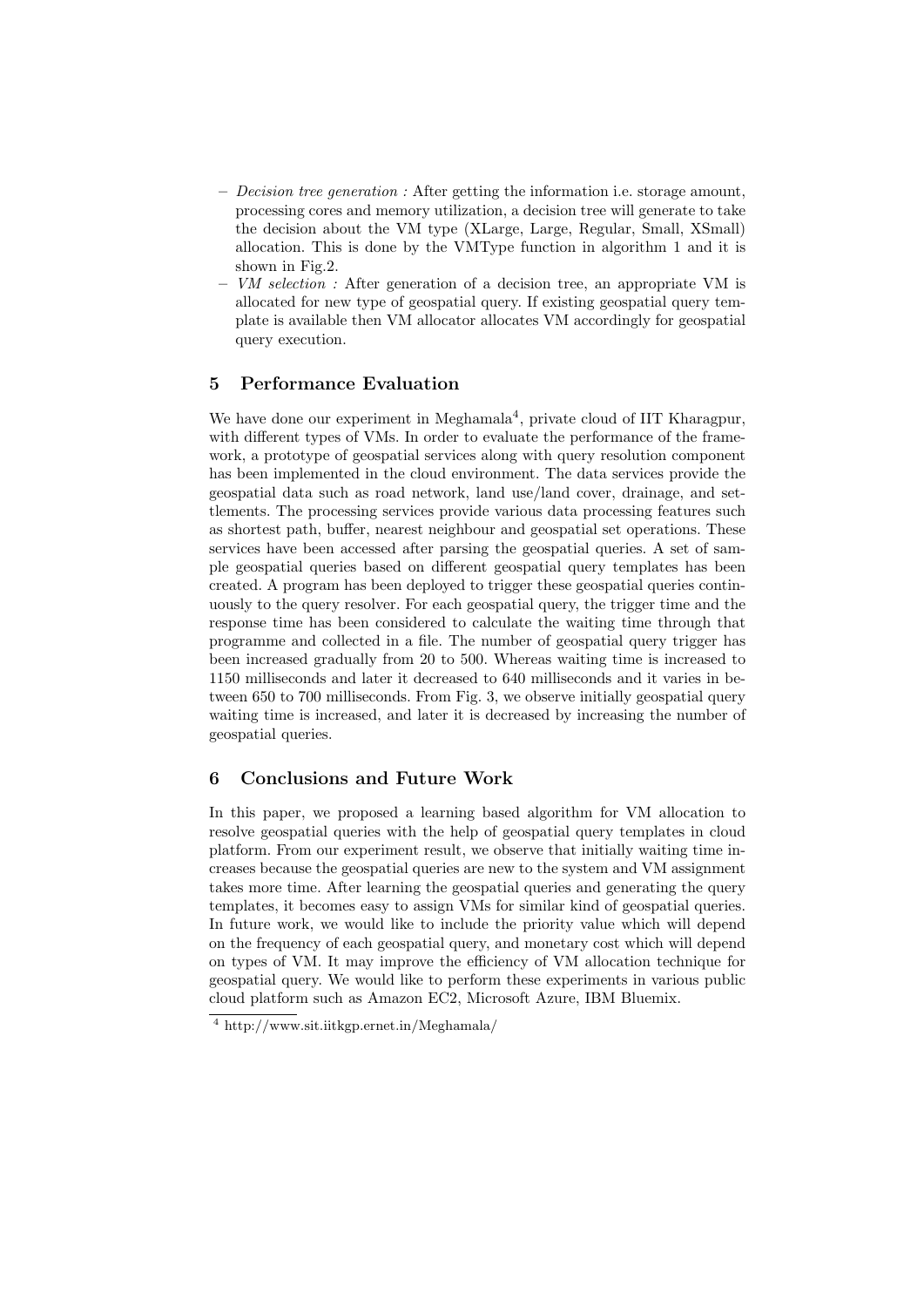- *Decision tree generation :* After getting the information i.e. storage amount, processing cores and memory utilization, a decision tree will generate to take the decision about the VM type (XLarge, Large, Regular, Small, XSmall) allocation. This is done by the VMType function in algorithm 1 and it is shown in Fig.2.
- *VM selection :* After generation of a decision tree, an appropriate VM is allocated for new type of geospatial query. If existing geospatial query template is available then VM allocator allocates VM accordingly for geospatial query execution.

## 5 Performance Evaluation

We have done our experiment in Meghamala[4], private cloud of IIT Kharagpur, with different types of VMs. In order to evaluate the performance of the framework, a prototype of geospatial services along with query resolution component has been implemented in the cloud environment. The data services provide the geospatial data such as road network, land use/land cover, drainage, and settlements. The processing services provide various data processing features such as shortest path, buffer, nearest neighbour and geospatial set operations. These services have been accessed after parsing the geospatial queries. A set of sample geospatial queries based on different geospatial query templates has been created. A program has been deployed to trigger these geospatial queries continuously to the query resolver. For each geospatial query, the trigger time and the response time has been considered to calculate the waiting time through that programme and collected in a file. The number of geospatial query trigger has been increased gradually from 20 to 500. Whereas waiting time is increased to 1150 milliseconds and later it decreased to 640 milliseconds and it varies in between 650 to 700 milliseconds. From Fig. 3, we observe initially geospatial query waiting time is increased, and later it is decreased by increasing the number of geospatial queries.

## 6 Conclusions and Future Work

In this paper, we proposed a learning based algorithm for VM allocation to resolve geospatial queries with the help of geospatial query templates in cloud platform. From our experiment result, we observe that initially waiting time increases because the geospatial queries are new to the system and VM assignment takes more time. After learning the geospatial queries and generating the query templates, it becomes easy to assign VMs for similar kind of geospatial queries. In future work, we would like to include the priority value which will depend on the frequency of each geospatial query, and monetary cost which will depend on types of VM. It may improve the efficiency of VM allocation technique for geospatial query. We would like to perform these experiments in various public cloud platform such as Amazon EC2, Microsoft Azure, IBM Bluemix.

[4] http://www.sit.iitkgp.ernet.in/Meghamala/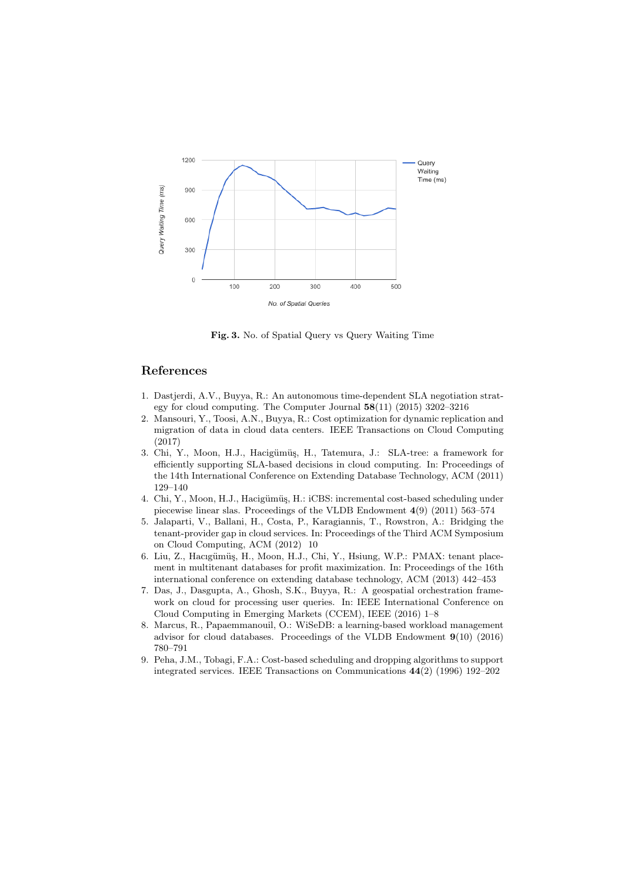1200

900

600

300

0

100

200

300

400

500

Query Waiting Time (ms)

No. of Spatial Queries

Query Waiting Time (ms)

**Fig. 3.** No. of Spatial Query vs Query Waiting Time

## References

1. Dastjerdi, A.V., Buyya, R.: An autonomous time-dependent SLA negotiation strategy for cloud computing. The Computer Journal **58**(11) (2015) 3202–3216
2. Mansouri, Y., Toosi, A.N., Buyya, R.: Cost optimization for dynamic replication and migration of data in cloud data centers. IEEE Transactions on Cloud Computing (2017)
3. Chi, Y., Moon, H.J., Hacigümüş, H., Tatemura, J.: SLA-tree: a framework for efficiently supporting SLA-based decisions in cloud computing. In: Proceedings of the 14th International Conference on Extending Database Technology, ACM (2011) 129–140
4. Chi, Y., Moon, H.J., Hacigümüş, H.: iCBS: incremental cost-based scheduling under piecewise linear slas. Proceedings of the VLDB Endowment **4**(9) (2011) 563–574
5. Jalaparti, V., Ballani, H., Costa, P., Karagiannis, T., Rowstron, A.: Bridging the tenant-provider gap in cloud services. In: Proceedings of the Third ACM Symposium on Cloud Computing, ACM (2012) 10
6. Liu, Z., Hacıgümüş, H., Moon, H.J., Chi, Y., Hsiung, W.P.: PMAX: tenant placement in multitenant databases for profit maximization. In: Proceedings of the 16th international conference on extending database technology, ACM (2013) 442–453
7. Das, J., Dasgupta, A., Ghosh, S.K., Buyya, R.: A geospatial orchestration framework on cloud for processing user queries. In: IEEE International Conference on Cloud Computing in Emerging Markets (CCEM), IEEE (2016) 1–8
8. Marcus, R., Papaemmanouil, O.: WiSeDB: a learning-based workload management advisor for cloud databases. Proceedings of the VLDB Endowment **9**(10) (2016) 780–791
9. Peha, J.M., Tobagi, F.A.: Cost-based scheduling and dropping algorithms to support integrated services. IEEE Transactions on Communications **44**(2) (1996) 192–202